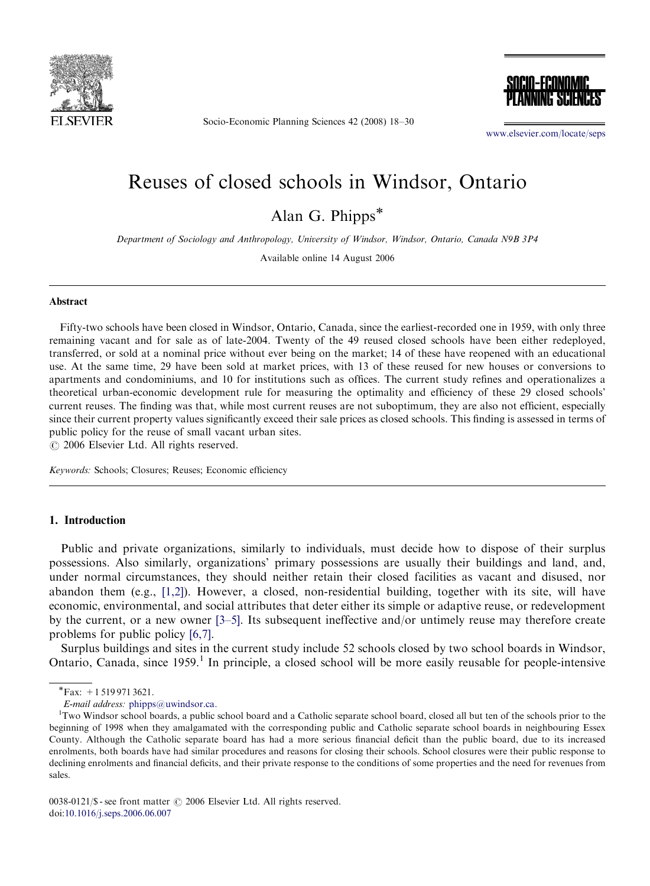# Reuses of closed schools in Windsor, Ontario

Alan G. Phipps*

*Department of Sociology and Anthropology, University of Windsor, Windsor, Ontario, Canada N9B 3P4*

Available online 14 August 2006

## Abstract

Fifty-two schools have been closed in Windsor, Ontario, Canada, since the earliest-recorded one in 1959, with only three remaining vacant and for sale as of late-2004. Twenty of the 49 reused closed schools have been either redeployed, transferred, or sold at a nominal price without ever being on the market; 14 of these have reopened with an educational use. At the same time, 29 have been sold at market prices, with 13 of these reused for new houses or conversions to apartments and condominiums, and 10 for institutions such as offices. The current study refines and operationalizes a theoretical urban-economic development rule for measuring the optimality and efficiency of these 29 closed schools' current reuses. The finding was that, while most current reuses are not suboptimum, they are also not efficient, especially since their current property values significantly exceed their sale prices as closed schools. This finding is assessed in terms of public policy for the reuse of small vacant urban sites.

© 2006 Elsevier Ltd. All rights reserved.

*Keywords:* Schools; Closures; Reuses; Economic efficiency

## 1. Introduction

Public and private organizations, similarly to individuals, must decide how to dispose of their surplus possessions. Also similarly, organizations' primary possessions are usually their buildings and land, and, under normal circumstances, they should neither retain their closed facilities as vacant and disused, nor abandon them (e.g., [1,2]). However, a closed, non-residential building, together with its site, will have economic, environmental, and social attributes that deter either its simple or adaptive reuse, or redevelopment by the current, or a new owner [3–5]. Its subsequent ineffective and/or untimely reuse may therefore create problems for public policy [6,7].

Surplus buildings and sites in the current study include 52 schools closed by two school boards in Windsor, Ontario, Canada, since 1959.[1] In principle, a closed school will be more easily reusable for people-intensive

---

*Fax: +1 519 971 3621.

*E-mail address:* phipps@uwindsor.ca.

[1] Two Windsor school boards, a public school board and a Catholic separate school board, closed all but ten of the schools prior to the beginning of 1998 when they amalgamated with the corresponding public and Catholic separate school boards in neighbouring Essex County. Although the Catholic separate board has had a more serious financial deficit than the public board, due to its increased enrolments, both boards have had similar procedures and reasons for closing their schools. School closures were their public response to declining enrolments and financial deficits, and their private response to the conditions of some properties and the need for revenues from sales.

0038-0121/$ - see front matter © 2006 Elsevier Ltd. All rights reserved.
doi:10.1016/j.seps.2006.06.007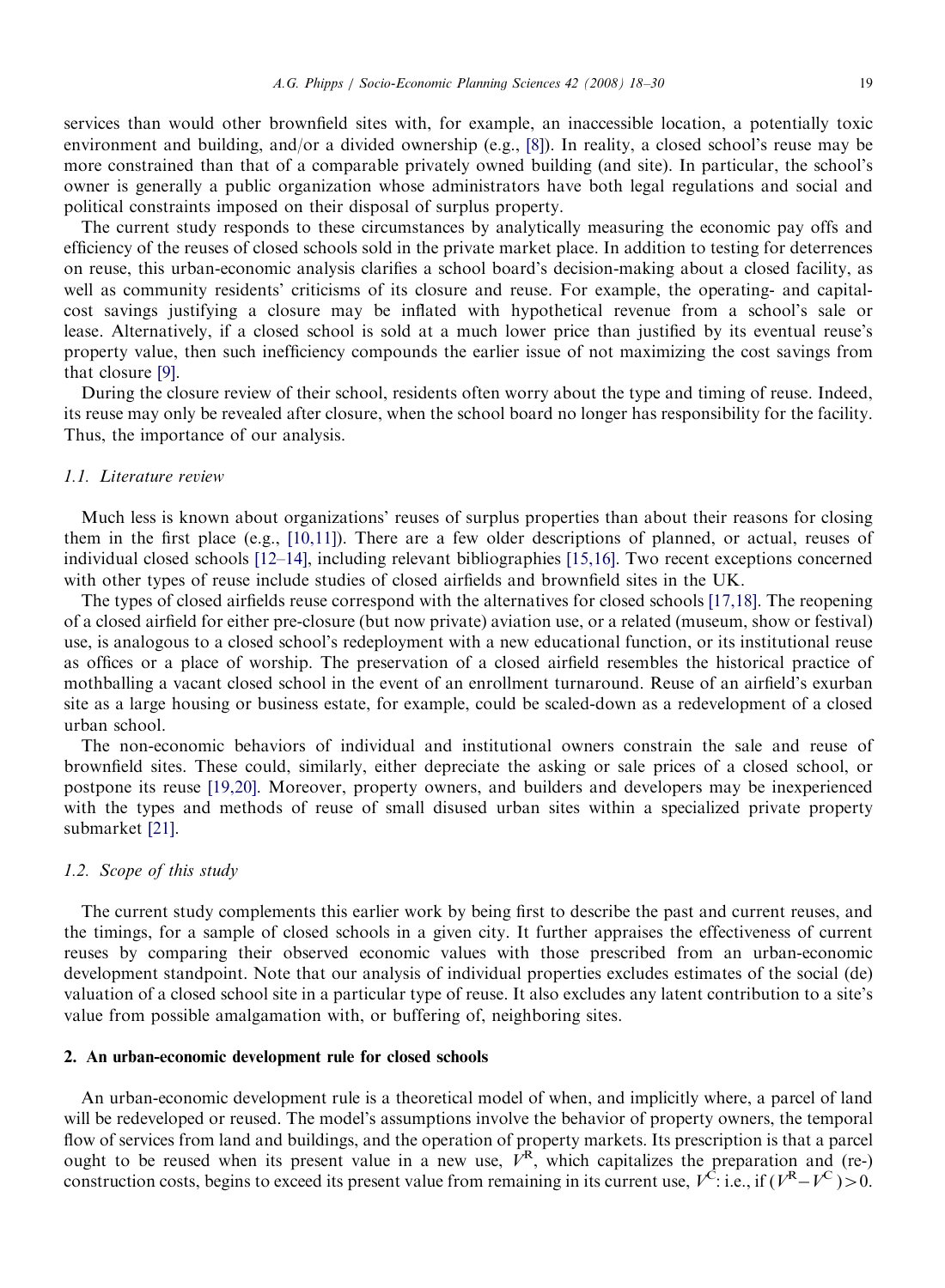services than would other brownfield sites with, for example, an inaccessible location, a potentially toxic environment and building, and/or a divided ownership (e.g., [8]). In reality, a closed school's reuse may be more constrained than that of a comparable privately owned building (and site). In particular, the school's owner is generally a public organization whose administrators have both legal regulations and social and political constraints imposed on their disposal of surplus property.

The current study responds to these circumstances by analytically measuring the economic pay offs and efficiency of the reuses of closed schools sold in the private market place. In addition to testing for deterrences on reuse, this urban-economic analysis clarifies a school board's decision-making about a closed facility, as well as community residents' criticisms of its closure and reuse. For example, the operating- and capital-cost savings justifying a closure may be inflated with hypothetical revenue from a school's sale or lease. Alternatively, if a closed school is sold at a much lower price than justified by its eventual reuse's property value, then such inefficiency compounds the earlier issue of not maximizing the cost savings from that closure [9].

During the closure review of their school, residents often worry about the type and timing of reuse. Indeed, its reuse may only be revealed after closure, when the school board no longer has responsibility for the facility. Thus, the importance of our analysis.

### 1.1. Literature review

Much less is known about organizations' reuses of surplus properties than about their reasons for closing them in the first place (e.g., [10,11]). There are a few older descriptions of planned, or actual, reuses of individual closed schools [12–14], including relevant bibliographies [15,16]. Two recent exceptions concerned with other types of reuse include studies of closed airfields and brownfield sites in the UK.

The types of closed airfields reuse correspond with the alternatives for closed schools [17,18]. The reopening of a closed airfield for either pre-closure (but now private) aviation use, or a related (museum, show or festival) use, is analogous to a closed school's redeployment with a new educational function, or its institutional reuse as offices or a place of worship. The preservation of a closed airfield resembles the historical practice of mothballing a vacant closed school in the event of an enrollment turnaround. Reuse of an airfield's exurban site as a large housing or business estate, for example, could be scaled-down as a redevelopment of a closed urban school.

The non-economic behaviors of individual and institutional owners constrain the sale and reuse of brownfield sites. These could, similarly, either depreciate the asking or sale prices of a closed school, or postpone its reuse [19,20]. Moreover, property owners, and builders and developers may be inexperienced with the types and methods of reuse of small disused urban sites within a specialized private property submarket [21].

### 1.2. Scope of this study

The current study complements this earlier work by being first to describe the past and current reuses, and the timings, for a sample of closed schools in a given city. It further appraises the effectiveness of current reuses by comparing their observed economic values with those prescribed from an urban-economic development standpoint. Note that our analysis of individual properties excludes estimates of the social (de) valuation of a closed school site in a particular type of reuse. It also excludes any latent contribution to a site's value from possible amalgamation with, or buffering of, neighboring sites.

## 2. An urban-economic development rule for closed schools

An urban-economic development rule is a theoretical model of when, and implicitly where, a parcel of land will be redeveloped or reused. The model's assumptions involve the behavior of property owners, the temporal flow of services from land and buildings, and the operation of property markets. Its prescription is that a parcel ought to be reused when its present value in a new use, $V^R$, which capitalizes the preparation and (re-) construction costs, begins to exceed its present value from remaining in its current use, $V^C$: i.e., if $(V^R - V^C) > 0$.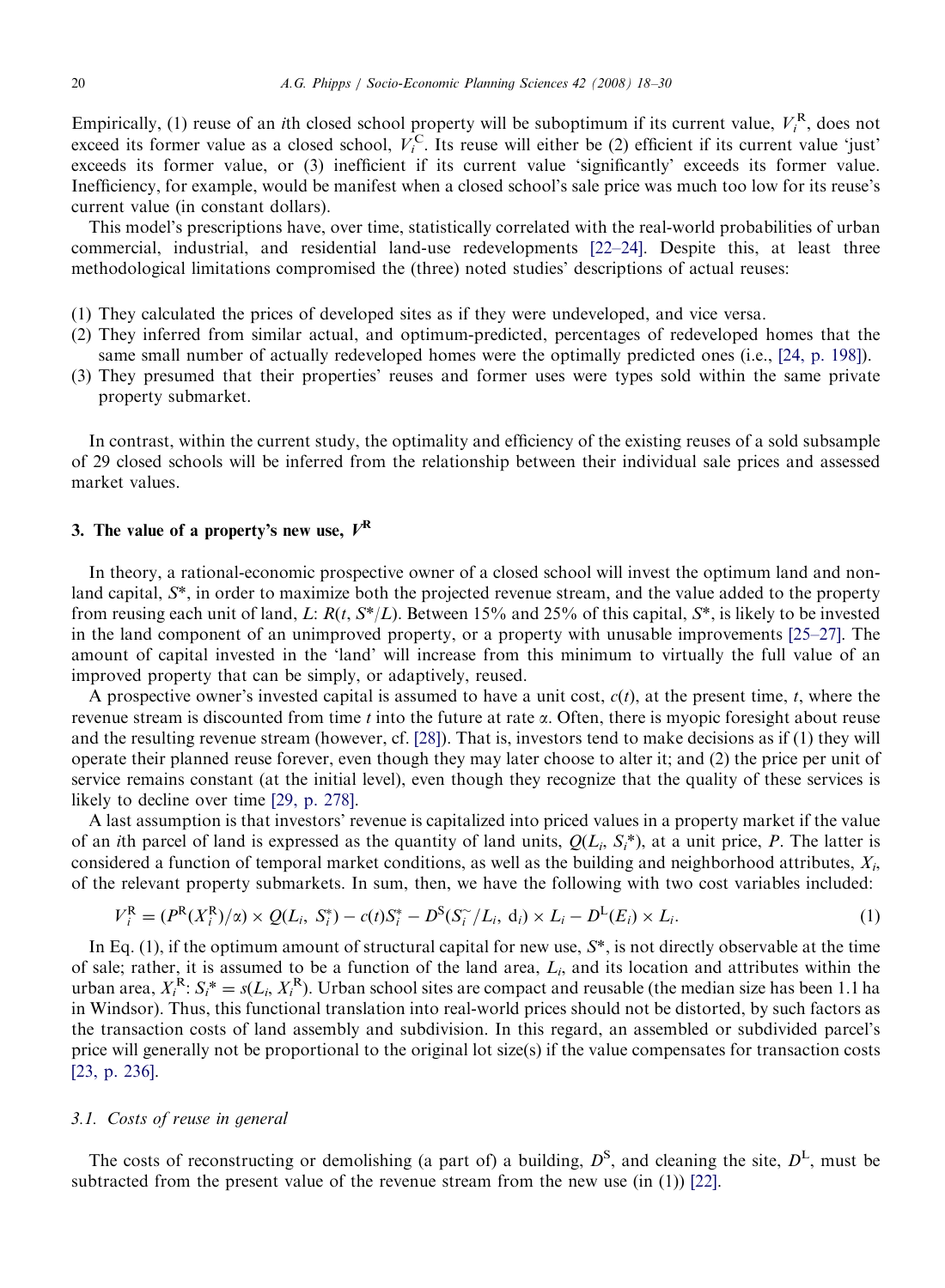Empirically, (1) reuse of an $i$th closed school property will be suboptimum if its current value, $V_i^{\mathrm{R}}$, does not exceed its former value as a closed school, $V_i^{\mathrm{C}}$. Its reuse will either be (2) efficient if its current value 'just' exceeds its former value, or (3) inefficient if its current value 'significantly' exceeds its former value. Inefficiency, for example, would be manifest when a closed school's sale price was much too low for its reuse's current value (in constant dollars).

This model's prescriptions have, over time, statistically correlated with the real-world probabilities of urban commercial, industrial, and residential land-use redevelopments [22–24]. Despite this, at least three methodological limitations compromised the (three) noted studies' descriptions of actual reuses:

(1) They calculated the prices of developed sites as if they were undeveloped, and vice versa.
(2) They inferred from similar actual, and optimum-predicted, percentages of redeveloped homes that the same small number of actually redeveloped homes were the optimally predicted ones (i.e., [24, p. 198]).
(3) They presumed that their properties' reuses and former uses were types sold within the same private property submarket.

In contrast, within the current study, the optimality and efficiency of the existing reuses of a sold subsample of 29 closed schools will be inferred from the relationship between their individual sale prices and assessed market values.

## 3. The value of a property's new use, $V^{\mathrm{R}}$

In theory, a rational-economic prospective owner of a closed school will invest the optimum land and non-land capital, $S^*$, in order to maximize both the projected revenue stream, and the value added to the property from reusing each unit of land, $L$: $R(t, S^*/L)$. Between 15% and 25% of this capital, $S^*$, is likely to be invested in the land component of an unimproved property, or a property with unusable improvements [25–27]. The amount of capital invested in the 'land' will increase from this minimum to virtually the full value of an improved property that can be simply, or adaptively, reused.

A prospective owner's invested capital is assumed to have a unit cost, $c(t)$, at the present time, $t$, where the revenue stream is discounted from time $t$ into the future at rate $\alpha$. Often, there is myopic foresight about reuse and the resulting revenue stream (however, cf. [28]). That is, investors tend to make decisions as if (1) they will operate their planned reuse forever, even though they may later choose to alter it; and (2) the price per unit of service remains constant (at the initial level), even though they recognize that the quality of these services is likely to decline over time [29, p. 278].

A last assumption is that investors' revenue is capitalized into priced values in a property market if the value of an $i$th parcel of land is expressed as the quantity of land units, $Q(L_i, S_i^*)$, at a unit price, $P$. The latter is considered a function of temporal market conditions, as well as the building and neighborhood attributes, $X_i$, of the relevant property submarkets. In sum, then, we have the following with two cost variables included:

$$V_i^{\mathrm{R}} = (P^{\mathrm{R}}(X_i^{\mathrm{R}})/\alpha) \times Q(L_i,\ S_i^*) - c(t)S_i^* - D^{\mathrm{S}}(S_i^{\sim}/L_i,\ \mathrm{d}_i) \times L_i - D^{\mathrm{L}}(E_i) \times L_i. \tag{1}$$

In Eq. (1), if the optimum amount of structural capital for new use, $S^*$, is not directly observable at the time of sale; rather, it is assumed to be a function of the land area, $L_i$, and its location and attributes within the urban area, $X_i^{\mathrm{R}}$: $S_i^* = s(L_i, X_i^{\mathrm{R}})$. Urban school sites are compact and reusable (the median size has been 1.1 ha in Windsor). Thus, this functional translation into real-world prices should not be distorted, by such factors as the transaction costs of land assembly and subdivision. In this regard, an assembled or subdivided parcel's price will generally not be proportional to the original lot size(s) if the value compensates for transaction costs [23, p. 236].

### 3.1. Costs of reuse in general

The costs of reconstructing or demolishing (a part of) a building, $D^{\mathrm{S}}$, and cleaning the site, $D^{\mathrm{L}}$, must be subtracted from the present value of the revenue stream from the new use (in (1)) [22].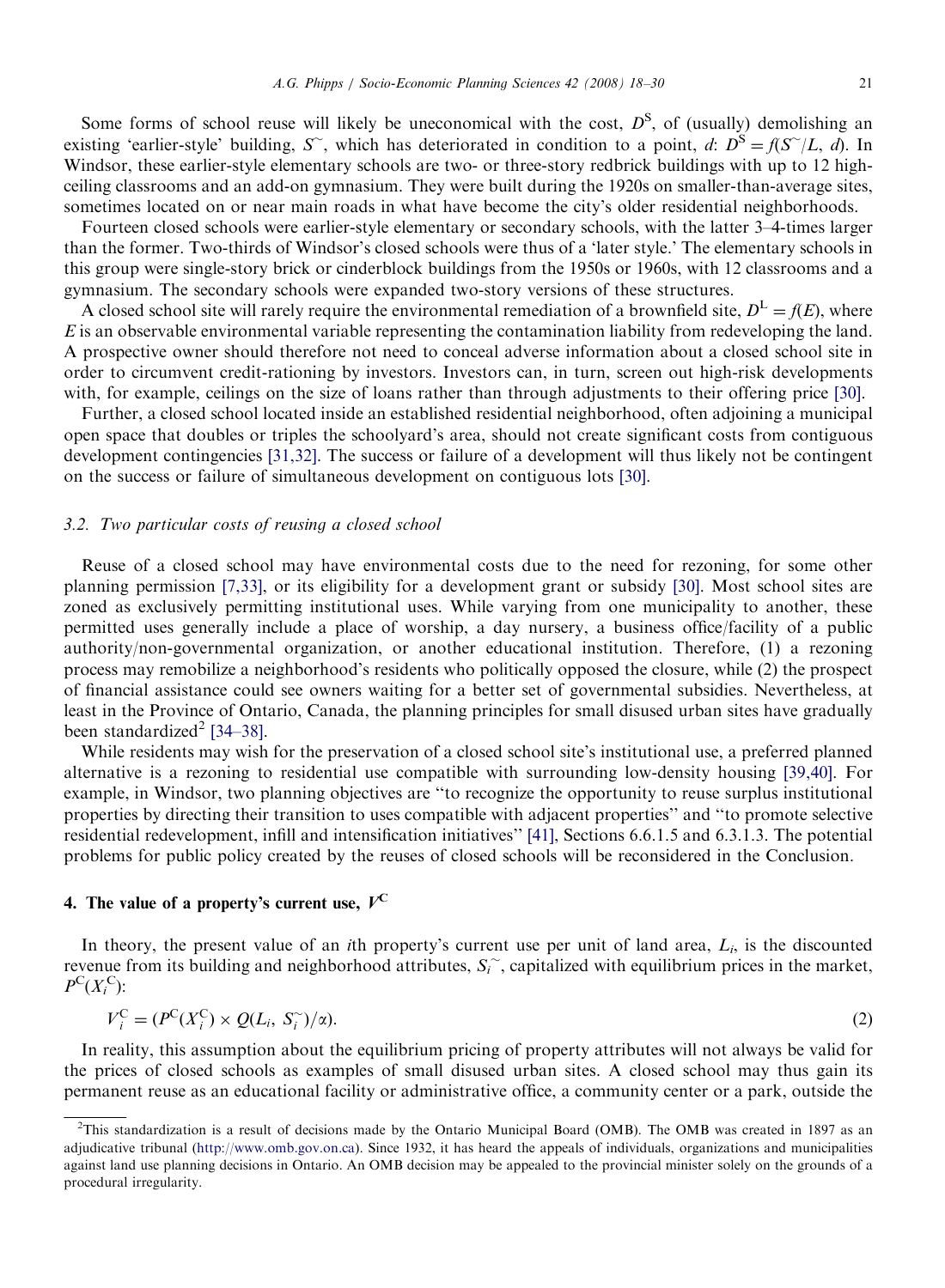Some forms of school reuse will likely be uneconomical with the cost, $D^S$, of (usually) demolishing an existing 'earlier-style' building, $S^{\sim}$, which has deteriorated in condition to a point, $d$: $D^S = f(S^{\sim}/L, d)$. In Windsor, these earlier-style elementary schools are two- or three-story redbrick buildings with up to 12 high-ceiling classrooms and an add-on gymnasium. They were built during the 1920s on smaller-than-average sites, sometimes located on or near main roads in what have become the city's older residential neighborhoods.

Fourteen closed schools were earlier-style elementary or secondary schools, with the latter 3–4-times larger than the former. Two-thirds of Windsor's closed schools were thus of a 'later style.' The elementary schools in this group were single-story brick or cinderblock buildings from the 1950s or 1960s, with 12 classrooms and a gymnasium. The secondary schools were expanded two-story versions of these structures.

A closed school site will rarely require the environmental remediation of a brownfield site, $D^L = f(E)$, where $E$ is an observable environmental variable representing the contamination liability from redeveloping the land. A prospective owner should therefore not need to conceal adverse information about a closed school site in order to circumvent credit-rationing by investors. Investors can, in turn, screen out high-risk developments with, for example, ceilings on the size of loans rather than through adjustments to their offering price [30].

Further, a closed school located inside an established residential neighborhood, often adjoining a municipal open space that doubles or triples the schoolyard's area, should not create significant costs from contiguous development contingencies [31,32]. The success or failure of a development will thus likely not be contingent on the success or failure of simultaneous development on contiguous lots [30].

### 3.2. Two particular costs of reusing a closed school

Reuse of a closed school may have environmental costs due to the need for rezoning, for some other planning permission [7,33], or its eligibility for a development grant or subsidy [30]. Most school sites are zoned as exclusively permitting institutional uses. While varying from one municipality to another, these permitted uses generally include a place of worship, a day nursery, a business office/facility of a public authority/non-governmental organization, or another educational institution. Therefore, (1) a rezoning process may remobilize a neighborhood's residents who politically opposed the closure, while (2) the prospect of financial assistance could see owners waiting for a better set of governmental subsidies. Nevertheless, at least in the Province of Ontario, Canada, the planning principles for small disused urban sites have gradually been standardized[2] [34–38].

While residents may wish for the preservation of a closed school site's institutional use, a preferred planned alternative is a rezoning to residential use compatible with surrounding low-density housing [39,40]. For example, in Windsor, two planning objectives are "to recognize the opportunity to reuse surplus institutional properties by directing their transition to uses compatible with adjacent properties" and "to promote selective residential redevelopment, infill and intensification initiatives" [41], Sections 6.6.1.5 and 6.3.1.3. The potential problems for public policy created by the reuses of closed schools will be reconsidered in the Conclusion.

## 4. The value of a property's current use, $V^C$

In theory, the present value of an $i$th property's current use per unit of land area, $L_i$, is the discounted revenue from its building and neighborhood attributes, $S_i^{\sim}$, capitalized with equilibrium prices in the market, $P^C(X_i^C)$:

$$V_i^C = (P^C(X_i^C) \times Q(L_i, S_i^{\sim})/\alpha). \tag{2}$$

In reality, this assumption about the equilibrium pricing of property attributes will not always be valid for the prices of closed schools as examples of small disused urban sites. A closed school may thus gain its permanent reuse as an educational facility or administrative office, a community center or a park, outside the

[2] This standardization is a result of decisions made by the Ontario Municipal Board (OMB). The OMB was created in 1897 as an adjudicative tribunal (http://www.omb.gov.on.ca). Since 1932, it has heard the appeals of individuals, organizations and municipalities against land use planning decisions in Ontario. An OMB decision may be appealed to the provincial minister solely on the grounds of a procedural irregularity.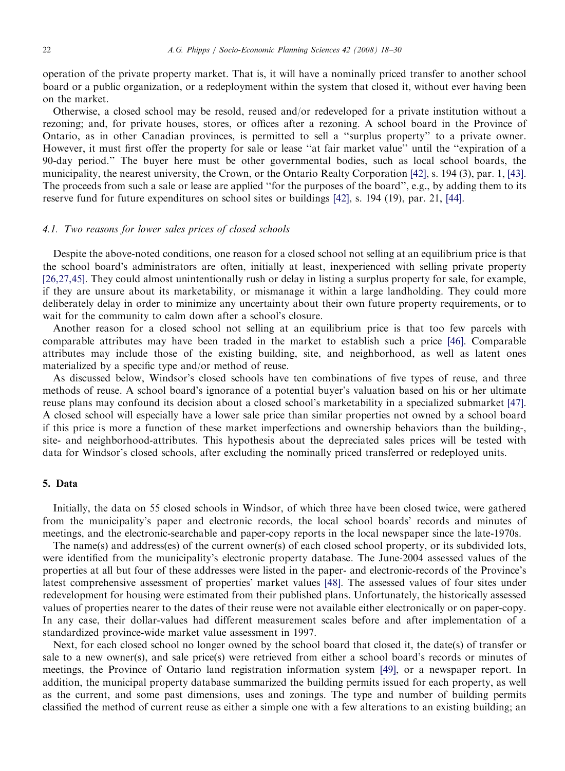operation of the private property market. That is, it will have a nominally priced transfer to another school board or a public organization, or a redeployment within the system that closed it, without ever having been on the market.

Otherwise, a closed school may be resold, reused and/or redeveloped for a private institution without a rezoning; and, for private houses, stores, or offices after a rezoning. A school board in the Province of Ontario, as in other Canadian provinces, is permitted to sell a "surplus property" to a private owner. However, it must first offer the property for sale or lease "at fair market value" until the "expiration of a 90-day period." The buyer here must be other governmental bodies, such as local school boards, the municipality, the nearest university, the Crown, or the Ontario Realty Corporation [42], s. 194 (3), par. 1, [43]. The proceeds from such a sale or lease are applied "for the purposes of the board", e.g., by adding them to its reserve fund for future expenditures on school sites or buildings [42], s. 194 (19), par. 21, [44].

### 4.1. Two reasons for lower sales prices of closed schools

Despite the above-noted conditions, one reason for a closed school not selling at an equilibrium price is that the school board's administrators are often, initially at least, inexperienced with selling private property [26,27,45]. They could almost unintentionally rush or delay in listing a surplus property for sale, for example, if they are unsure about its marketability, or mismanage it within a large landholding. They could more deliberately delay in order to minimize any uncertainty about their own future property requirements, or to wait for the community to calm down after a school's closure.

Another reason for a closed school not selling at an equilibrium price is that too few parcels with comparable attributes may have been traded in the market to establish such a price [46]. Comparable attributes may include those of the existing building, site, and neighborhood, as well as latent ones materialized by a specific type and/or method of reuse.

As discussed below, Windsor's closed schools have ten combinations of five types of reuse, and three methods of reuse. A school board's ignorance of a potential buyer's valuation based on his or her ultimate reuse plans may confound its decision about a closed school's marketability in a specialized submarket [47]. A closed school will especially have a lower sale price than similar properties not owned by a school board if this price is more a function of these market imperfections and ownership behaviors than the building-, site- and neighborhood-attributes. This hypothesis about the depreciated sales prices will be tested with data for Windsor's closed schools, after excluding the nominally priced transferred or redeployed units.

## 5. Data

Initially, the data on 55 closed schools in Windsor, of which three have been closed twice, were gathered from the municipality's paper and electronic records, the local school boards' records and minutes of meetings, and the electronic-searchable and paper-copy reports in the local newspaper since the late-1970s.

The name(s) and address(es) of the current owner(s) of each closed school property, or its subdivided lots, were identified from the municipality's electronic property database. The June-2004 assessed values of the properties at all but four of these addresses were listed in the paper- and electronic-records of the Province's latest comprehensive assessment of properties' market values [48]. The assessed values of four sites under redevelopment for housing were estimated from their published plans. Unfortunately, the historically assessed values of properties nearer to the dates of their reuse were not available either electronically or on paper-copy. In any case, their dollar-values had different measurement scales before and after implementation of a standardized province-wide market value assessment in 1997.

Next, for each closed school no longer owned by the school board that closed it, the date(s) of transfer or sale to a new owner(s), and sale price(s) were retrieved from either a school board's records or minutes of meetings, the Province of Ontario land registration information system [49], or a newspaper report. In addition, the municipal property database summarized the building permits issued for each property, as well as the current, and some past dimensions, uses and zonings. The type and number of building permits classified the method of current reuse as either a simple one with a few alterations to an existing building; an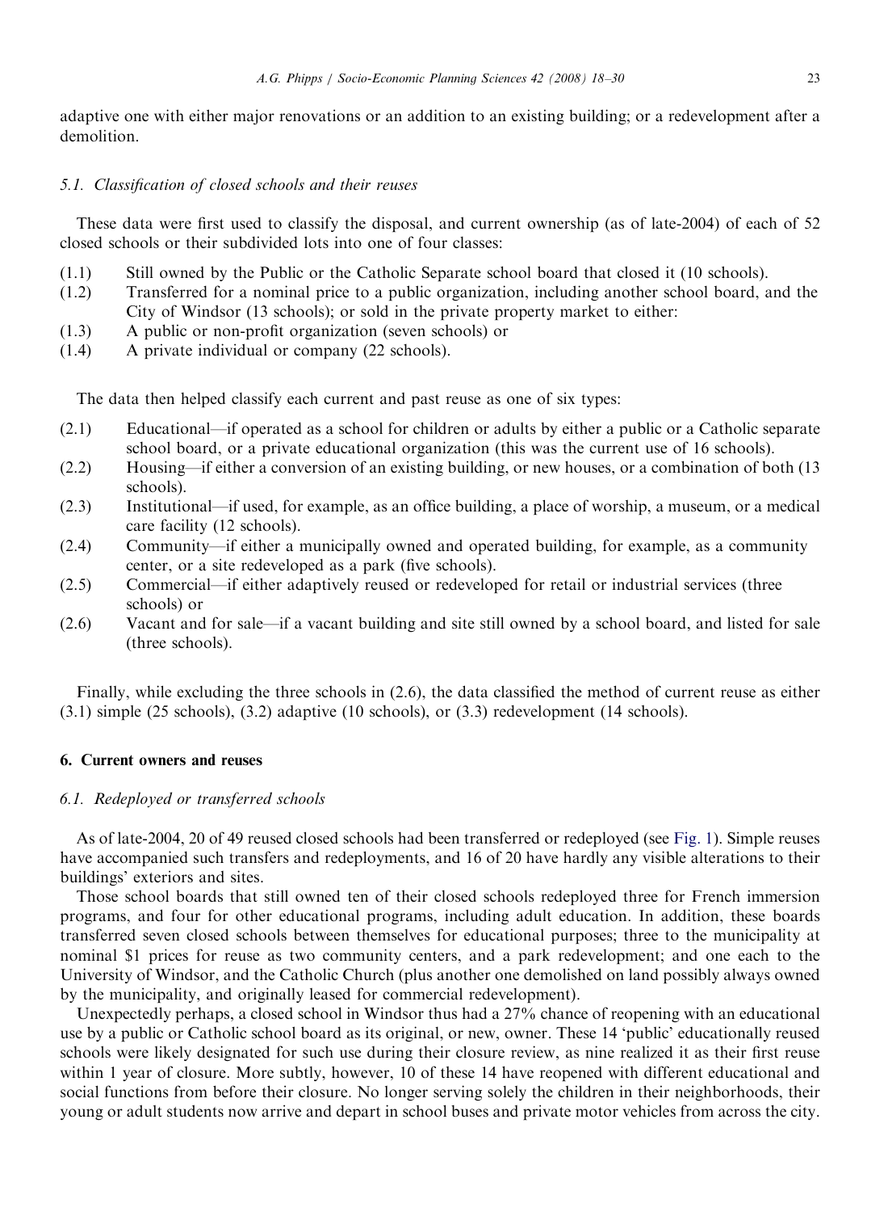adaptive one with either major renovations or an addition to an existing building; or a redevelopment after a demolition.

### *5.1. Classification of closed schools and their reuses*

These data were first used to classify the disposal, and current ownership (as of late-2004) of each of 52 closed schools or their subdivided lots into one of four classes:

(1.1) Still owned by the Public or the Catholic Separate school board that closed it (10 schools).
(1.2) Transferred for a nominal price to a public organization, including another school board, and the City of Windsor (13 schools); or sold in the private property market to either:
(1.3) A public or non-profit organization (seven schools) or
(1.4) A private individual or company (22 schools).

The data then helped classify each current and past reuse as one of six types:

(2.1) Educational—if operated as a school for children or adults by either a public or a Catholic separate school board, or a private educational organization (this was the current use of 16 schools).
(2.2) Housing—if either a conversion of an existing building, or new houses, or a combination of both (13 schools).
(2.3) Institutional—if used, for example, as an office building, a place of worship, a museum, or a medical care facility (12 schools).
(2.4) Community—if either a municipally owned and operated building, for example, as a community center, or a site redeveloped as a park (five schools).
(2.5) Commercial—if either adaptively reused or redeveloped for retail or industrial services (three schools) or
(2.6) Vacant and for sale—if a vacant building and site still owned by a school board, and listed for sale (three schools).

Finally, while excluding the three schools in (2.6), the data classified the method of current reuse as either (3.1) simple (25 schools), (3.2) adaptive (10 schools), or (3.3) redevelopment (14 schools).

## 6. Current owners and reuses

### *6.1. Redeployed or transferred schools*

As of late-2004, 20 of 49 reused closed schools had been transferred or redeployed (see Fig. 1). Simple reuses have accompanied such transfers and redeployments, and 16 of 20 have hardly any visible alterations to their buildings' exteriors and sites.

Those school boards that still owned ten of their closed schools redeployed three for French immersion programs, and four for other educational programs, including adult education. In addition, these boards transferred seven closed schools between themselves for educational purposes; three to the municipality at nominal $1 prices for reuse as two community centers, and a park redevelopment; and one each to the University of Windsor, and the Catholic Church (plus another one demolished on land possibly always owned by the municipality, and originally leased for commercial redevelopment).

Unexpectedly perhaps, a closed school in Windsor thus had a 27% chance of reopening with an educational use by a public or Catholic school board as its original, or new, owner. These 14 'public' educationally reused schools were likely designated for such use during their closure review, as nine realized it as their first reuse within 1 year of closure. More subtly, however, 10 of these 14 have reopened with different educational and social functions from before their closure. No longer serving solely the children in their neighborhoods, their young or adult students now arrive and depart in school buses and private motor vehicles from across the city.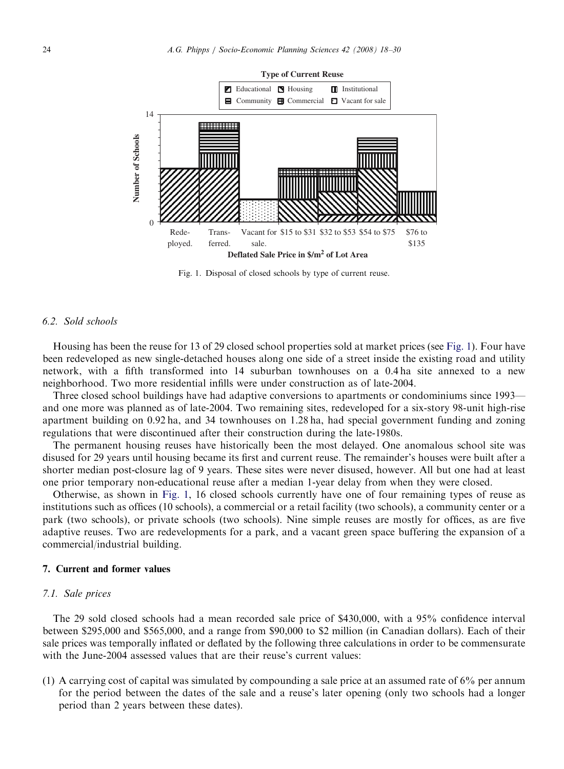Fig. 1. Disposal of closed schools by type of current reuse.

### 6.2. Sold schools

Housing has been the reuse for 13 of 29 closed school properties sold at market prices (see Fig. 1). Four have been redeveloped as new single-detached houses along one side of a street inside the existing road and utility network, with a fifth transformed into 14 suburban townhouses on a 0.4 ha site annexed to a new neighborhood. Two more residential infills were under construction as of late-2004.

Three closed school buildings have had adaptive conversions to apartments or condominiums since 1993—and one more was planned as of late-2004. Two remaining sites, redeveloped for a six-story 98-unit high-rise apartment building on 0.92 ha, and 34 townhouses on 1.28 ha, had special government funding and zoning regulations that were discontinued after their construction during the late-1980s.

The permanent housing reuses have historically been the most delayed. One anomalous school site was disused for 29 years until housing became its first and current reuse. The remainder's houses were built after a shorter median post-closure lag of 9 years. These sites were never disused, however. All but one had at least one prior temporary non-educational reuse after a median 1-year delay from when they were closed.

Otherwise, as shown in Fig. 1, 16 closed schools currently have one of four remaining types of reuse as institutions such as offices (10 schools), a commercial or a retail facility (two schools), a community center or a park (two schools), or private schools (two schools). Nine simple reuses are mostly for offices, as are five adaptive reuses. Two are redevelopments for a park, and a vacant green space buffering the expansion of a commercial/industrial building.

## 7. Current and former values

### 7.1. Sale prices

The 29 sold closed schools had a mean recorded sale price of $430,000, with a 95% confidence interval between $295,000 and $565,000, and a range from $90,000 to $2 million (in Canadian dollars). Each of their sale prices was temporally inflated or deflated by the following three calculations in order to be commensurate with the June-2004 assessed values that are their reuse's current values:

(1) A carrying cost of capital was simulated by compounding a sale price at an assumed rate of 6% per annum for the period between the dates of the sale and a reuse's later opening (only two schools had a longer period than 2 years between these dates).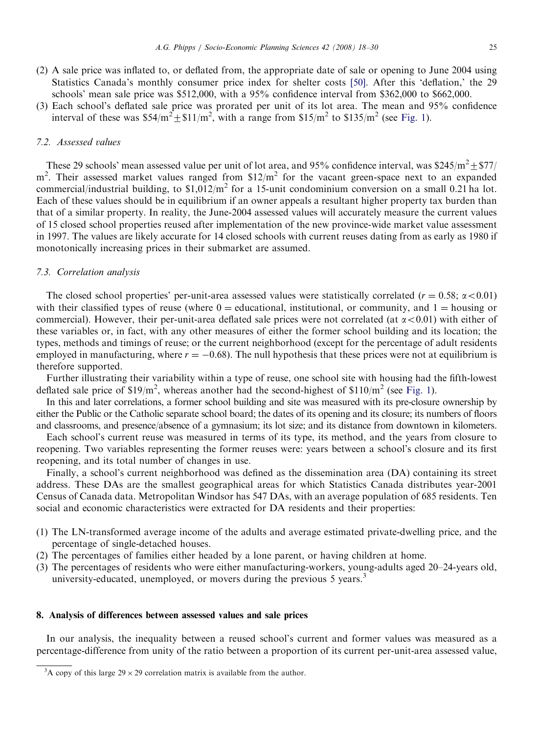(2) A sale price was inflated to, or deflated from, the appropriate date of sale or opening to June 2004 using Statistics Canada's monthly consumer price index for shelter costs [50]. After this 'deflation,' the 29 schools' mean sale price was \$512,000, with a 95% confidence interval from \$362,000 to \$662,000.
(3) Each school's deflated sale price was prorated per unit of its lot area. The mean and 95% confidence interval of these was $\$54/m^2 \pm \$11/m^2$, with a range from $\$15/m^2$ to $\$135/m^2$ (see Fig. 1).

### 7.2. Assessed values

These 29 schools' mean assessed value per unit of lot area, and 95% confidence interval, was $\$245/m^2 \pm \$77/m^2$. Their assessed market values ranged from $\$12/m^2$ for the vacant green-space next to an expanded commercial/industrial building, to $\$1{,}012/m^2$ for a 15-unit condominium conversion on a small 0.21 ha lot. Each of these values should be in equilibrium if an owner appeals a resultant higher property tax burden than that of a similar property. In reality, the June-2004 assessed values will accurately measure the current values of 15 closed school properties reused after implementation of the new province-wide market value assessment in 1997. The values are likely accurate for 14 closed schools with current reuses dating from as early as 1980 if monotonically increasing prices in their submarket are assumed.

### 7.3. Correlation analysis

The closed school properties' per-unit-area assessed values were statistically correlated ($r = 0.58$; $\alpha < 0.01$) with their classified types of reuse (where 0 = educational, institutional, or community, and 1 = housing or commercial). However, their per-unit-area deflated sale prices were not correlated (at $\alpha < 0.01$) with either of these variables or, in fact, with any other measures of either the former school building and its location; the types, methods and timings of reuse; or the current neighborhood (except for the percentage of adult residents employed in manufacturing, where $r = -0.68$). The null hypothesis that these prices were not at equilibrium is therefore supported.

Further illustrating their variability within a type of reuse, one school site with housing had the fifth-lowest deflated sale price of $\$19/m^2$, whereas another had the second-highest of $\$110/m^2$ (see Fig. 1).

In this and later correlations, a former school building and site was measured with its pre-closure ownership by either the Public or the Catholic separate school board; the dates of its opening and its closure; its numbers of floors and classrooms, and presence/absence of a gymnasium; its lot size; and its distance from downtown in kilometers.

Each school's current reuse was measured in terms of its type, its method, and the years from closure to reopening. Two variables representing the former reuses were: years between a school's closure and its first reopening, and its total number of changes in use.

Finally, a school's current neighborhood was defined as the dissemination area (DA) containing its street address. These DAs are the smallest geographical areas for which Statistics Canada distributes year-2001 Census of Canada data. Metropolitan Windsor has 547 DAs, with an average population of 685 residents. Ten social and economic characteristics were extracted for DA residents and their properties:

(1) The LN-transformed average income of the adults and average estimated private-dwelling price, and the percentage of single-detached houses.
(2) The percentages of families either headed by a lone parent, or having children at home.
(3) The percentages of residents who were either manufacturing-workers, young-adults aged 20–24-years old, university-educated, unemployed, or movers during the previous 5 years.[3]

## 8. Analysis of differences between assessed values and sale prices

In our analysis, the inequality between a reused school's current and former values was measured as a percentage-difference from unity of the ratio between a proportion of its current per-unit-area assessed value,

[3] A copy of this large $29 \times 29$ correlation matrix is available from the author.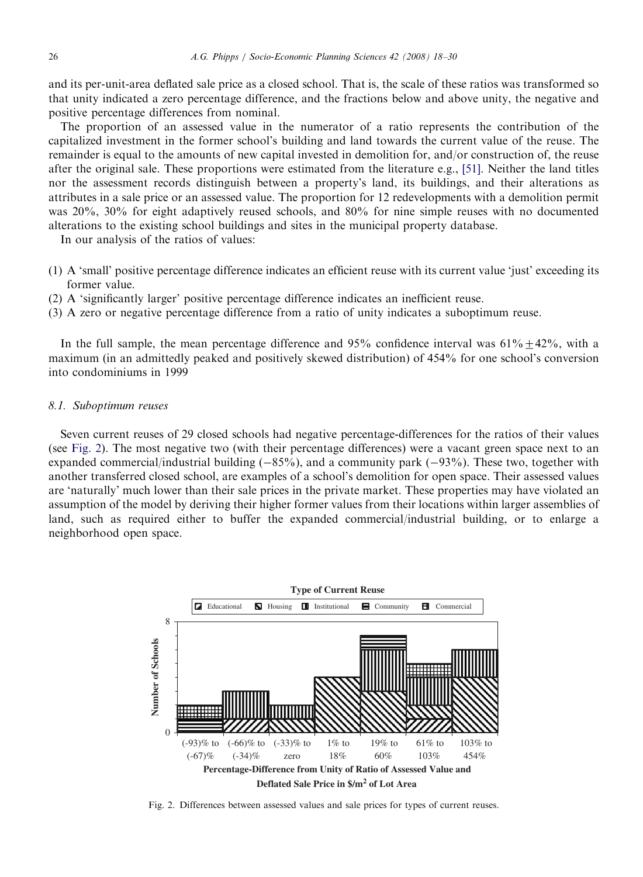and its per-unit-area deflated sale price as a closed school. That is, the scale of these ratios was transformed so that unity indicated a zero percentage difference, and the fractions below and above unity, the negative and positive percentage differences from nominal.

The proportion of an assessed value in the numerator of a ratio represents the contribution of the capitalized investment in the former school's building and land towards the current value of the reuse. The remainder is equal to the amounts of new capital invested in demolition for, and/or construction of, the reuse after the original sale. These proportions were estimated from the literature e.g., [51]. Neither the land titles nor the assessment records distinguish between a property's land, its buildings, and their alterations as attributes in a sale price or an assessed value. The proportion for 12 redevelopments with a demolition permit was 20%, 30% for eight adaptively reused schools, and 80% for nine simple reuses with no documented alterations to the existing school buildings and sites in the municipal property database.

In our analysis of the ratios of values:

(1) A 'small' positive percentage difference indicates an efficient reuse with its current value 'just' exceeding its former value.
(2) A 'significantly larger' positive percentage difference indicates an inefficient reuse.
(3) A zero or negative percentage difference from a ratio of unity indicates a suboptimum reuse.

In the full sample, the mean percentage difference and 95% confidence interval was $61\% \pm 42\%$, with a maximum (in an admittedly peaked and positively skewed distribution) of 454% for one school's conversion into condominiums in 1999

### 8.1. Suboptimum reuses

Seven current reuses of 29 closed schools had negative percentage-differences for the ratios of their values (see Fig. 2). The most negative two (with their percentage differences) were a vacant green space next to an expanded commercial/industrial building (−85%), and a community park (−93%). These two, together with another transferred closed school, are examples of a school's demolition for open space. Their assessed values are 'naturally' much lower than their sale prices in the private market. These properties may have violated an assumption of the model by deriving their higher former values from their locations within larger assemblies of land, such as required either to buffer the expanded commercial/industrial building, or to enlarge a neighborhood open space.

Fig. 2. Differences between assessed values and sale prices for types of current reuses.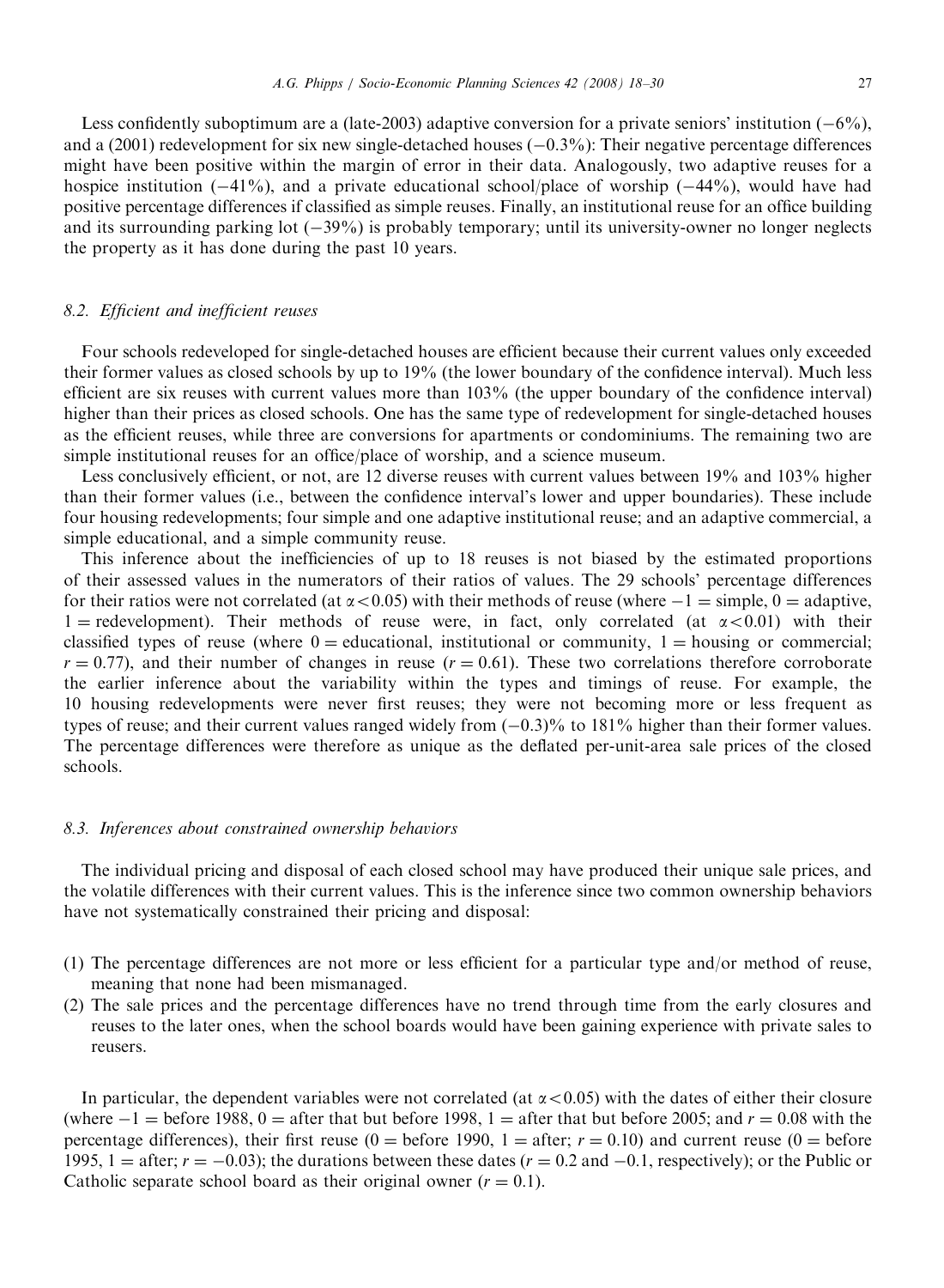Less confidently suboptimum are a (late-2003) adaptive conversion for a private seniors' institution (−6%), and a (2001) redevelopment for six new single-detached houses (−0.3%): Their negative percentage differences might have been positive within the margin of error in their data. Analogously, two adaptive reuses for a hospice institution (−41%), and a private educational school/place of worship (−44%), would have had positive percentage differences if classified as simple reuses. Finally, an institutional reuse for an office building and its surrounding parking lot (−39%) is probably temporary; until its university-owner no longer neglects the property as it has done during the past 10 years.

### 8.2. Efficient and inefficient reuses

Four schools redeveloped for single-detached houses are efficient because their current values only exceeded their former values as closed schools by up to 19% (the lower boundary of the confidence interval). Much less efficient are six reuses with current values more than 103% (the upper boundary of the confidence interval) higher than their prices as closed schools. One has the same type of redevelopment for single-detached houses as the efficient reuses, while three are conversions for apartments or condominiums. The remaining two are simple institutional reuses for an office/place of worship, and a science museum.

Less conclusively efficient, or not, are 12 diverse reuses with current values between 19% and 103% higher than their former values (i.e., between the confidence interval's lower and upper boundaries). These include four housing redevelopments; four simple and one adaptive institutional reuse; and an adaptive commercial, a simple educational, and a simple community reuse.

This inference about the inefficiencies of up to 18 reuses is not biased by the estimated proportions of their assessed values in the numerators of their ratios of values. The 29 schools' percentage differences for their ratios were not correlated (at $\alpha < 0.05$) with their methods of reuse (where $-1$ = simple, $0$ = adaptive, $1$ = redevelopment). Their methods of reuse were, in fact, only correlated (at $\alpha < 0.01$) with their classified types of reuse (where $0$ = educational, institutional or community, $1$ = housing or commercial; $r = 0.77$), and their number of changes in reuse ($r = 0.61$). These two correlations therefore corroborate the earlier inference about the variability within the types and timings of reuse. For example, the 10 housing redevelopments were never first reuses; they were not becoming more or less frequent as types of reuse; and their current values ranged widely from (−0.3)% to 181% higher than their former values. The percentage differences were therefore as unique as the deflated per-unit-area sale prices of the closed schools.

### 8.3. Inferences about constrained ownership behaviors

The individual pricing and disposal of each closed school may have produced their unique sale prices, and the volatile differences with their current values. This is the inference since two common ownership behaviors have not systematically constrained their pricing and disposal:

1. The percentage differences are not more or less efficient for a particular type and/or method of reuse, meaning that none had been mismanaged.
2. The sale prices and the percentage differences have no trend through time from the early closures and reuses to the later ones, when the school boards would have been gaining experience with private sales to reusers.

In particular, the dependent variables were not correlated (at $\alpha < 0.05$) with the dates of either their closure (where $-1$ = before 1988, $0$ = after that but before 1998, $1$ = after that but before 2005; and $r = 0.08$ with the percentage differences), their first reuse ($0$ = before 1990, $1$ = after; $r = 0.10$) and current reuse ($0$ = before 1995, $1$ = after; $r = -0.03$); the durations between these dates ($r = 0.2$ and $-0.1$, respectively); or the Public or Catholic separate school board as their original owner ($r = 0.1$).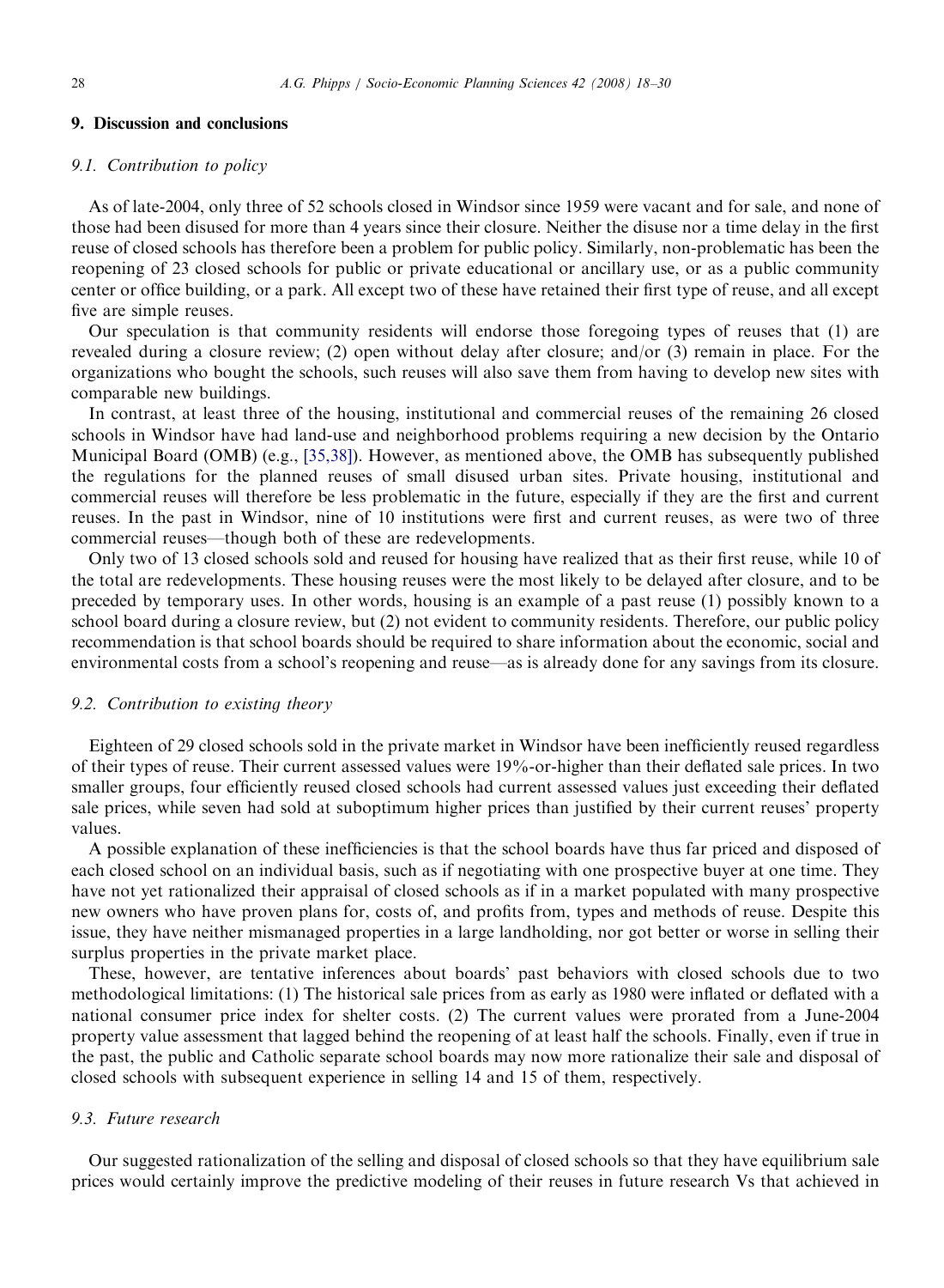## 9. Discussion and conclusions

### 9.1. Contribution to policy

As of late-2004, only three of 52 schools closed in Windsor since 1959 were vacant and for sale, and none of those had been disused for more than 4 years since their closure. Neither the disuse nor a time delay in the first reuse of closed schools has therefore been a problem for public policy. Similarly, non-problematic has been the reopening of 23 closed schools for public or private educational or ancillary use, or as a public community center or office building, or a park. All except two of these have retained their first type of reuse, and all except five are simple reuses.

Our speculation is that community residents will endorse those foregoing types of reuses that (1) are revealed during a closure review; (2) open without delay after closure; and/or (3) remain in place. For the organizations who bought the schools, such reuses will also save them from having to develop new sites with comparable new buildings.

In contrast, at least three of the housing, institutional and commercial reuses of the remaining 26 closed schools in Windsor have had land-use and neighborhood problems requiring a new decision by the Ontario Municipal Board (OMB) (e.g., [35,38]). However, as mentioned above, the OMB has subsequently published the regulations for the planned reuses of small disused urban sites. Private housing, institutional and commercial reuses will therefore be less problematic in the future, especially if they are the first and current reuses. In the past in Windsor, nine of 10 institutions were first and current reuses, as were two of three commercial reuses—though both of these are redevelopments.

Only two of 13 closed schools sold and reused for housing have realized that as their first reuse, while 10 of the total are redevelopments. These housing reuses were the most likely to be delayed after closure, and to be preceded by temporary uses. In other words, housing is an example of a past reuse (1) possibly known to a school board during a closure review, but (2) not evident to community residents. Therefore, our public policy recommendation is that school boards should be required to share information about the economic, social and environmental costs from a school's reopening and reuse—as is already done for any savings from its closure.

### 9.2. Contribution to existing theory

Eighteen of 29 closed schools sold in the private market in Windsor have been inefficiently reused regardless of their types of reuse. Their current assessed values were 19%-or-higher than their deflated sale prices. In two smaller groups, four efficiently reused closed schools had current assessed values just exceeding their deflated sale prices, while seven had sold at suboptimum higher prices than justified by their current reuses' property values.

A possible explanation of these inefficiencies is that the school boards have thus far priced and disposed of each closed school on an individual basis, such as if negotiating with one prospective buyer at one time. They have not yet rationalized their appraisal of closed schools as if in a market populated with many prospective new owners who have proven plans for, costs of, and profits from, types and methods of reuse. Despite this issue, they have neither mismanaged properties in a large landholding, nor got better or worse in selling their surplus properties in the private market place.

These, however, are tentative inferences about boards' past behaviors with closed schools due to two methodological limitations: (1) The historical sale prices from as early as 1980 were inflated or deflated with a national consumer price index for shelter costs. (2) The current values were prorated from a June-2004 property value assessment that lagged behind the reopening of at least half the schools. Finally, even if true in the past, the public and Catholic separate school boards may now more rationalize their sale and disposal of closed schools with subsequent experience in selling 14 and 15 of them, respectively.

### 9.3. Future research

Our suggested rationalization of the selling and disposal of closed schools so that they have equilibrium sale prices would certainly improve the predictive modeling of their reuses in future research Vs that achieved in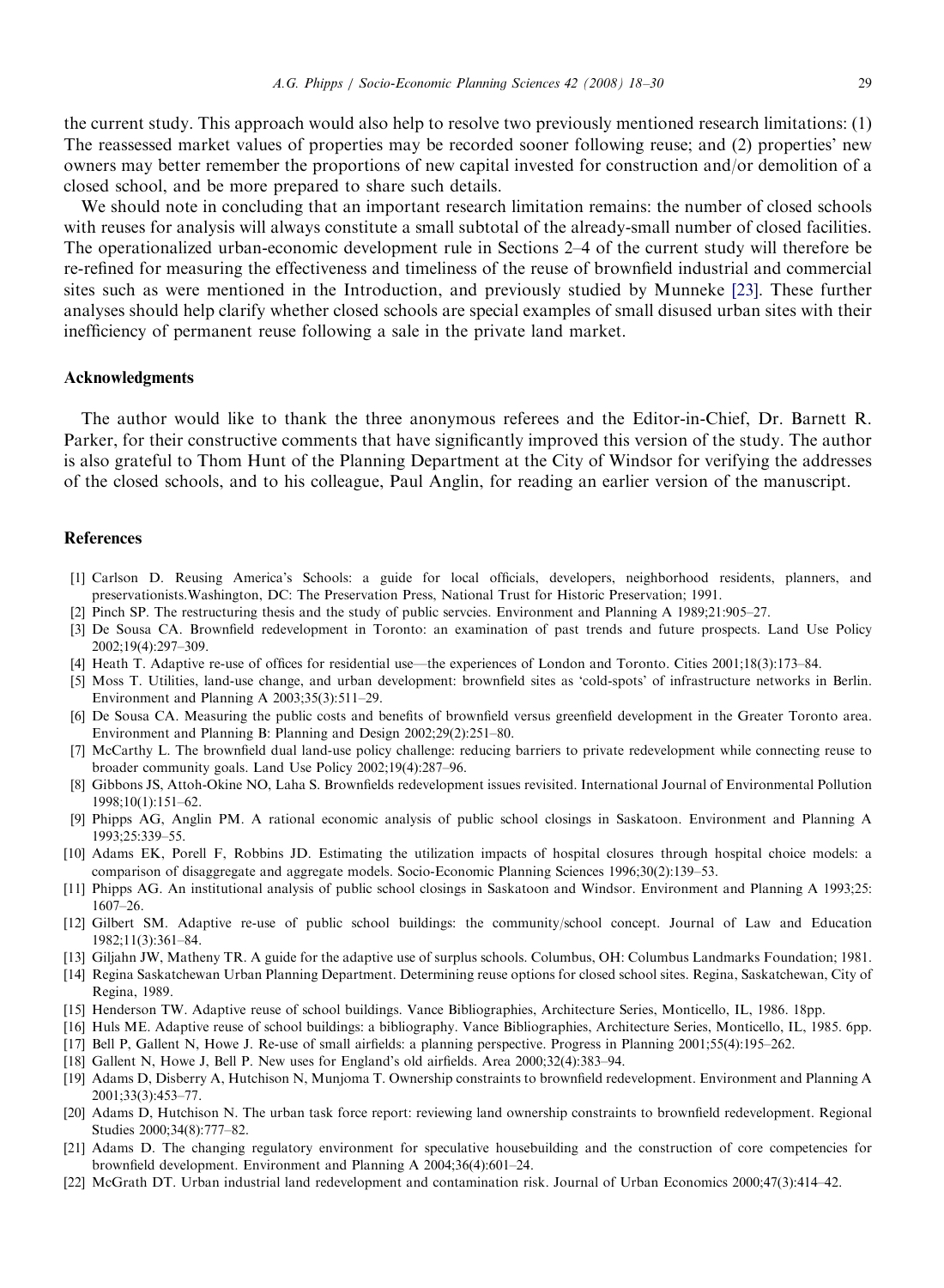the current study. This approach would also help to resolve two previously mentioned research limitations: (1) The reassessed market values of properties may be recorded sooner following reuse; and (2) properties' new owners may better remember the proportions of new capital invested for construction and/or demolition of a closed school, and be more prepared to share such details.

We should note in concluding that an important research limitation remains: the number of closed schools with reuses for analysis will always constitute a small subtotal of the already-small number of closed facilities. The operationalized urban-economic development rule in Sections 2–4 of the current study will therefore be re-refined for measuring the effectiveness and timeliness of the reuse of brownfield industrial and commercial sites such as were mentioned in the Introduction, and previously studied by Munneke [23]. These further analyses should help clarify whether closed schools are special examples of small disused urban sites with their inefficiency of permanent reuse following a sale in the private land market.

## Acknowledgments

The author would like to thank the three anonymous referees and the Editor-in-Chief, Dr. Barnett R. Parker, for their constructive comments that have significantly improved this version of the study. The author is also grateful to Thom Hunt of the Planning Department at the City of Windsor for verifying the addresses of the closed schools, and to his colleague, Paul Anglin, for reading an earlier version of the manuscript.

## References

[1] Carlson D. Reusing America's Schools: a guide for local officials, developers, neighborhood residents, planners, and preservationists.Washington, DC: The Preservation Press, National Trust for Historic Preservation; 1991.

[2] Pinch SP. The restructuring thesis and the study of public servcies. Environment and Planning A 1989;21:905–27.

[3] De Sousa CA. Brownfield redevelopment in Toronto: an examination of past trends and future prospects. Land Use Policy 2002;19(4):297–309.

[4] Heath T. Adaptive re-use of offices for residential use—the experiences of London and Toronto. Cities 2001;18(3):173–84.

[5] Moss T. Utilities, land-use change, and urban development: brownfield sites as 'cold-spots' of infrastructure networks in Berlin. Environment and Planning A 2003;35(3):511–29.

[6] De Sousa CA. Measuring the public costs and benefits of brownfield versus greenfield development in the Greater Toronto area. Environment and Planning B: Planning and Design 2002;29(2):251–80.

[7] McCarthy L. The brownfield dual land-use policy challenge: reducing barriers to private redevelopment while connecting reuse to broader community goals. Land Use Policy 2002;19(4):287–96.

[8] Gibbons JS, Attoh-Okine NO, Laha S. Brownfields redevelopment issues revisited. International Journal of Environmental Pollution 1998;10(1):151–62.

[9] Phipps AG, Anglin PM. A rational economic analysis of public school closings in Saskatoon. Environment and Planning A 1993;25:339–55.

[10] Adams EK, Porell F, Robbins JD. Estimating the utilization impacts of hospital closures through hospital choice models: a comparison of disaggregate and aggregate models. Socio-Economic Planning Sciences 1996;30(2):139–53.

[11] Phipps AG. An institutional analysis of public school closings in Saskatoon and Windsor. Environment and Planning A 1993;25: 1607–26.

[12] Gilbert SM. Adaptive re-use of public school buildings: the community/school concept. Journal of Law and Education 1982;11(3):361–84.

[13] Giljahn JW, Matheny TR. A guide for the adaptive use of surplus schools. Columbus, OH: Columbus Landmarks Foundation; 1981.

[14] Regina Saskatchewan Urban Planning Department. Determining reuse options for closed school sites. Regina, Saskatchewan, City of Regina, 1989.

[15] Henderson TW. Adaptive reuse of school buildings. Vance Bibliographies, Architecture Series, Monticello, IL, 1986. 18pp.

[16] Huls ME. Adaptive reuse of school buildings: a bibliography. Vance Bibliographies, Architecture Series, Monticello, IL, 1985. 6pp.

[17] Bell P, Gallent N, Howe J. Re-use of small airfields: a planning perspective. Progress in Planning 2001;55(4):195–262.

[18] Gallent N, Howe J, Bell P. New uses for England's old airfields. Area 2000;32(4):383–94.

[19] Adams D, Disberry A, Hutchison N, Munjoma T. Ownership constraints to brownfield redevelopment. Environment and Planning A 2001;33(3):453–77.

[20] Adams D, Hutchison N. The urban task force report: reviewing land ownership constraints to brownfield redevelopment. Regional Studies 2000;34(8):777–82.

[21] Adams D. The changing regulatory environment for speculative housebuilding and the construction of core competencies for brownfield development. Environment and Planning A 2004;36(4):601–24.

[22] McGrath DT. Urban industrial land redevelopment and contamination risk. Journal of Urban Economics 2000;47(3):414–42.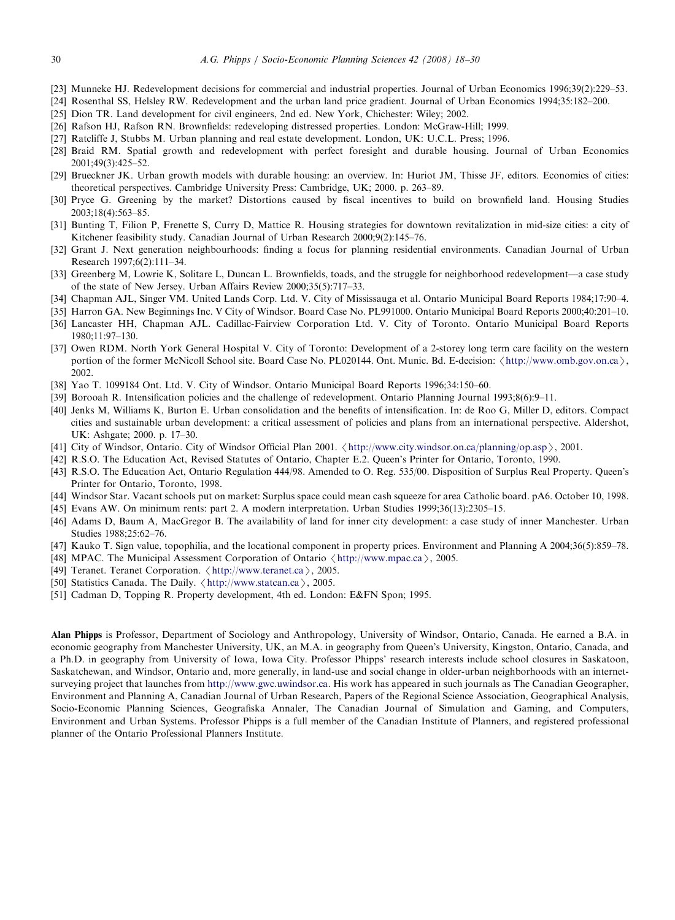[23] Munneke HJ. Redevelopment decisions for commercial and industrial properties. Journal of Urban Economics 1996;39(2):229–53.

[24] Rosenthal SS, Helsley RW. Redevelopment and the urban land price gradient. Journal of Urban Economics 1994;35:182–200.

[25] Dion TR. Land development for civil engineers, 2nd ed. New York, Chichester: Wiley; 2002.

[26] Rafson HJ, Rafson RN. Brownfields: redeveloping distressed properties. London: McGraw-Hill; 1999.

[27] Ratcliffe J, Stubbs M. Urban planning and real estate development. London, UK: U.C.L. Press; 1996.

[28] Braid RM. Spatial growth and redevelopment with perfect foresight and durable housing. Journal of Urban Economics 2001;49(3):425–52.

[29] Brueckner JK. Urban growth models with durable housing: an overview. In: Huriot JM, Thisse JF, editors. Economics of cities: theoretical perspectives. Cambridge University Press: Cambridge, UK; 2000. p. 263–89.

[30] Pryce G. Greening by the market? Distortions caused by fiscal incentives to build on brownfield land. Housing Studies 2003;18(4):563–85.

[31] Bunting T, Filion P, Frenette S, Curry D, Mattice R. Housing strategies for downtown revitalization in mid-size cities: a city of Kitchener feasibility study. Canadian Journal of Urban Research 2000;9(2):145–76.

[32] Grant J. Next generation neighbourhoods: finding a focus for planning residential environments. Canadian Journal of Urban Research 1997;6(2):111–34.

[33] Greenberg M, Lowrie K, Solitare L, Duncan L. Brownfields, toads, and the struggle for neighborhood redevelopment—a case study of the state of New Jersey. Urban Affairs Review 2000;35(5):717–33.

[34] Chapman AJL, Singer VM. United Lands Corp. Ltd. V. City of Mississauga et al. Ontario Municipal Board Reports 1984;17:90–4.

[35] Harron GA. New Beginnings Inc. V City of Windsor. Board Case No. PL991000. Ontario Municipal Board Reports 2000;40:201–10.

[36] Lancaster HH, Chapman AJL. Cadillac-Fairview Corporation Ltd. V. City of Toronto. Ontario Municipal Board Reports 1980;11:97–130.

[37] Owen RDM. North York General Hospital V. City of Toronto: Development of a 2-storey long term care facility on the western portion of the former McNicoll School site. Board Case No. PL020144. Ont. Munic. Bd. E-decision: ⟨http://www.omb.gov.on.ca⟩, 2002.

[38] Yao T. 1099184 Ont. Ltd. V. City of Windsor. Ontario Municipal Board Reports 1996;34:150–60.

[39] Borooah R. Intensification policies and the challenge of redevelopment. Ontario Planning Journal 1993;8(6):9–11.

[40] Jenks M, Williams K, Burton E. Urban consolidation and the benefits of intensification. In: de Roo G, Miller D, editors. Compact cities and sustainable urban development: a critical assessment of policies and plans from an international perspective. Aldershot, UK: Ashgate; 2000. p. 17–30.

[41] City of Windsor, Ontario. City of Windsor Official Plan 2001. ⟨http://www.city.windsor.on.ca/planning/op.asp⟩, 2001.

[42] R.S.O. The Education Act, Revised Statutes of Ontario, Chapter E.2. Queen's Printer for Ontario, Toronto, 1990.

[43] R.S.O. The Education Act, Ontario Regulation 444/98. Amended to O. Reg. 535/00. Disposition of Surplus Real Property. Queen's Printer for Ontario, Toronto, 1998.

[44] Windsor Star. Vacant schools put on market: Surplus space could mean cash squeeze for area Catholic board. pA6. October 10, 1998.

[45] Evans AW. On minimum rents: part 2. A modern interpretation. Urban Studies 1999;36(13):2305–15.

[46] Adams D, Baum A, MacGregor B. The availability of land for inner city development: a case study of inner Manchester. Urban Studies 1988;25:62–76.

[47] Kauko T. Sign value, topophilia, and the locational component in property prices. Environment and Planning A 2004;36(5):859–78.

[48] MPAC. The Municipal Assessment Corporation of Ontario ⟨http://www.mpac.ca⟩, 2005.

[49] Teranet. Teranet Corporation. ⟨http://www.teranet.ca⟩, 2005.

[50] Statistics Canada. The Daily. ⟨http://www.statcan.ca⟩, 2005.

[51] Cadman D, Topping R. Property development, 4th ed. London: E&FN Spon; 1995.

**Alan Phipps** is Professor, Department of Sociology and Anthropology, University of Windsor, Ontario, Canada. He earned a B.A. in economic geography from Manchester University, UK, an M.A. in geography from Queen's University, Kingston, Ontario, Canada, and a Ph.D. in geography from University of Iowa, Iowa City. Professor Phipps' research interests include school closures in Saskatoon, Saskatchewan, and Windsor, Ontario and, more generally, in land-use and social change in older-urban neighborhoods with an internet-surveying project that launches from http://www.gwc.uwindsor.ca. His work has appeared in such journals as The Canadian Geographer, Environment and Planning A, Canadian Journal of Urban Research, Papers of the Regional Science Association, Geographical Analysis, Socio-Economic Planning Sciences, Geografiska Annaler, The Canadian Journal of Simulation and Gaming, and Computers, Environment and Urban Systems. Professor Phipps is a full member of the Canadian Institute of Planners, and registered professional planner of the Ontario Professional Planners Institute.